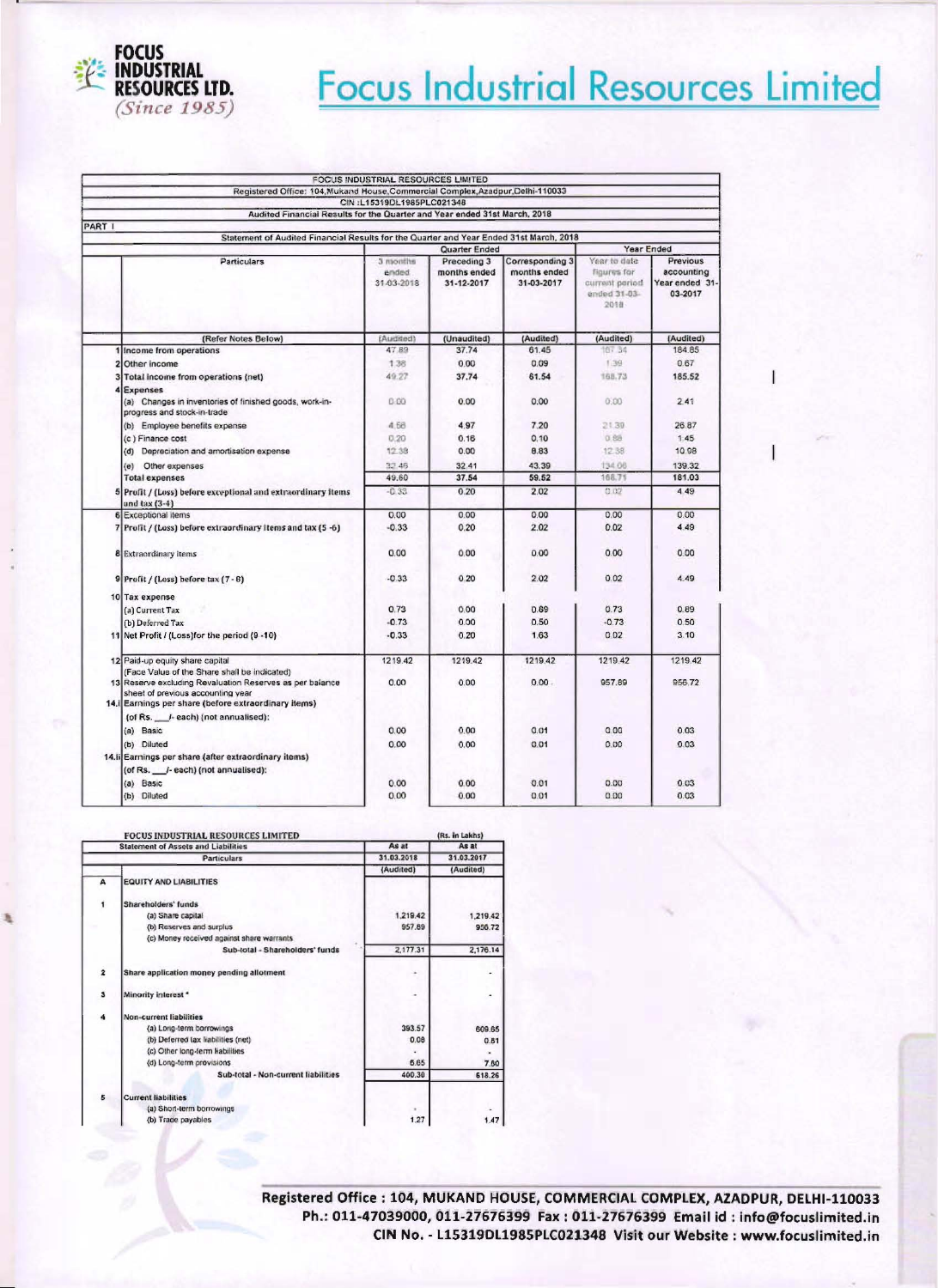# Focus Industrial Resources Limited

FOCUS INDUSTRIAL RESOURCES LIMITED

Registered Office: 104,Mukand House,Commercial Complex,Azadpur,Delhi-110033

CIN :L15319DL1985PLC021348

Audited Financial Results for the Quarter and Year ended 31st March, 2018

PART I

Statement of Audited Financial Results for the Quarter and Year Ended 31st March, 2018

| | Particulars | Quarter Ended | | | Year Ended | |
|---|---|---|---|---|---|---|
| | | 3 months ended 31-03-2018 | Preceding 3 months ended 31-12-2017 | Corresponding 3 months ended 31-03-2017 | Year to date figures for current period ended 31-03-2018 | Previous accounting Year ended 31-03-2017 |
| | (Refer Notes Below) | (Audited) | (Unaudited) | (Audited) | (Audited) | (Audited) |
| 1 | Income from operations | 47.89 | 37.74 | 61.45 | 167.34 | 184.85 |
| 2 | Other income | 1.38 | 0.00 | 0.09 | 1.39 | 0.67 |
| 3 | Total income from operations (net) | 49.27 | 37.74 | 61.54 | 168.73 | 185.52 |
| 4 | Expenses | | | | | |
| | (a) Changes in inventories of finished goods, work-in-progress and stock-in-trade | 0.00 | 0.00 | 0.00 | 0.00 | 2.41 |
| | (b) Employee benefits expense | 4.58 | 4.97 | 7.20 | 21.39 | 26.87 |
| | (c ) Finance cost | 0.20 | 0.16 | 0.10 | 0.88 | 1.45 |
| | (d) Depreciation and amortisation expense | 12.38 | 0.00 | 8.83 | 12.38 | 10.98 |
| | (e) Other expenses | 32.46 | 32.41 | 43.39 | 134.06 | 139.32 |
| | Total expenses | 49.60 | 37.54 | 59.52 | 168.71 | 181.03 |
| 5 | Profit / (Loss) before exceptional and extraordinary items and tax (3-4) | -0.33 | 0.20 | 2.02 | 0.02 | 4.49 |
| 6 | Exceptional items | 0.00 | 0.00 | 0.00 | 0.00 | 0.00 |
| 7 | Profit / (Loss) before extraordinary items and tax (5 -6) | -0.33 | 0.20 | 2.02 | 0.02 | 4.49 |
| 8 | Extraordinary items | 0.00 | 0.00 | 0.00 | 0.00 | 0.00 |
| 9 | Profit / (Loss) before tax (7 - 8) | -0.33 | 0.20 | 2.02 | 0.02 | 4.49 |
| 10 | Tax expense | | | | | |
| | (a) Current Tax | 0.73 | 0.00 | 0.89 | 0.73 | 0.89 |
| | (b) Deferred Tax | -0.73 | 0.00 | 0.50 | -0.73 | 0.50 |
| 11 | Net Profit / (Loss)for the period (9 -10) | -0.33 | 0.20 | 1.63 | 0.02 | 3.10 |
| 12 | Paid-up equity share capital (Face Value of the Share shall be indicated) | 1219.42 | 1219.42 | 1219.42 | 1219.42 | 1219.42 |
| 13 | Reserve excluding Revaluation Reserves as per balance sheet of previous accounting year | 0.00 | 0.00 | 0.00 | 957.89 | 956.72 |
| 14.i | Earnings per share (before extraordinary items) (of Rs. ___/- each) (not annualised): | | | | | |
| | (a) Basic | 0.00 | 0.00 | 0.01 | 0.00 | 0.03 |
| | (b) Diluted | 0.00 | 0.00 | 0.01 | 0.00 | 0.03 |
| 14.ii | Earnings per share (after extraordinary items) (of Rs. ___/- each) (not annualised): | | | | | |
| | (a) Basic | 0.00 | 0.00 | 0.01 | 0.00 | 0.03 |
| | (b) Diluted | 0.00 | 0.00 | 0.01 | 0.00 | 0.03 |

FOCUS INDUSTRIAL RESOURCES LIMITED

Statement of Assets and Liabilities (Rs. in Lakhs)

| | Particulars | As at 31.03.2018 | As at 31.03.2017 |
|---|---|---|---|
| | | (Audited) | (Audited) |
| A | EQUITY AND LIABILITIES | | |
| 1 | Shareholders' funds | | |
| | (a) Share capital | 1,219.42 | 1,219.42 |
| | (b) Reserves and surplus | 957.89 | 956.72 |
| | (c) Money received against share warrants | | |
| | Sub-total - Shareholders' funds | 2,177.31 | 2,176.14 |
| 2 | Share application money pending allotment | - | - |
| 3 | Minority interest * | - | - |
| 4 | Non-current liabilities | | |
| | (a) Long-term borrowings | 393.57 | 609.65 |
| | (b) Deferred tax liabilities (net) | 0.08 | 0.81 |
| | (c) Other long-term liabilities | - | - |
| | (d) Long-term provisions | 6.65 | 7.80 |
| | Sub-total - Non-current liabilities | 400.30 | 618.26 |
| 5 | Current liabilities | | |
| | (a) Short-term borrowings | - | - |
| | (b) Trade payables | 1.27 | 1.47 |

Registered Office : 104, MUKAND HOUSE, COMMERCIAL COMPLEX, AZADPUR, DELHI-110033
Ph.: 011-47039000, 011-27676399 Fax : 011-27676399 Email id : info@focuslimited.in
CIN No. - L15319DL1985PLC021348 Visit our Website : www.focuslimited.in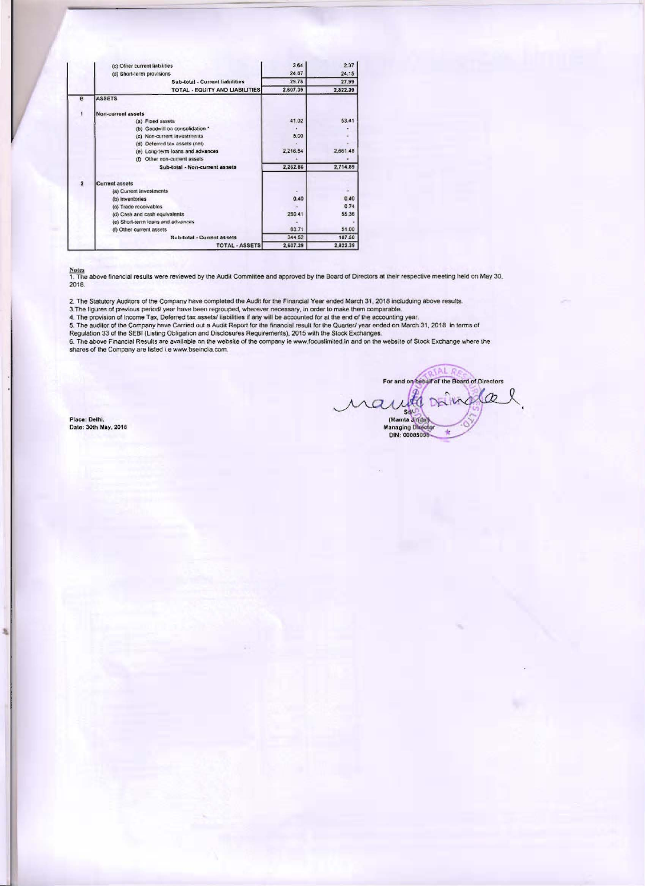| | | | |
|---|---|---|---|
| | (c) Other current liabilities | 3.64 | 2.37 |
| | (d) Short-term provisions | 24.87 | 24.15 |
| | Sub-total - Current liabilities | 29.78 | 27.99 |
| | TOTAL - EQUITY AND LIABILITIES | 2,607.39 | 2,822.39 |
| B | ASSETS | | |
| 1 | Non-current assets | | |
| | (a) Fixed assets | 41.02 | 53.41 |
| | (b) Goodwill on consolidation * | - | - |
| | (c) Non-current investments | 5.00 | - |
| | (d) Deferred tax assets (net) | - | - |
| | (e) Long-term loans and advances | 2,216.84 | 2,661.48 |
| | (f) Other non-current assets | - | - |
| | Sub-total - Non-current assets | 2,262.86 | 2,714.89 |
| 2 | Current assets | | |
| | (a) Current investments | - | - |
| | (b) Inventories | 0.40 | 0.40 |
| | (c) Trade receivables | - | 0.74 |
| | (d) Cash and cash equivalents | 280.41 | 55.36 |
| | (e) Short-term loans and advances | - | - |
| | (f) Other current assets | 63.71 | 51.00 |
| | Sub-total - Current assets | 344.52 | 107.50 |
| | TOTAL - ASSETS | 2,607.39 | 2,822.39 |

**Notes**

1. The above financial results were reviewed by the Audit Committee and approved by the Board of Directors at their respective meeting held on May 30, 2018.

2. The Statutory Auditors of the Company have completed the Audit for the Financial Year ended March 31, 2018 includuing above results.

3. The figures of previous period/ year have been regrouped, wherever necessary, in order to make them comparable.

4. The provision of Income Tax, Deferred tax assets/ liabilities if any will be accounted for at the end of the accounting year.

5. The auditor of the Company have Carried out a Audit Report for the financial result for the Quarter/ year ended on March 31, 2018 in terms of Regulation 33 of the SEBI (Listing Obligation and Disclosures Requirements), 2015 with the Stock Exchanges.

6. The above Financial Results are available on the website of the company ie www.focuslimited.in and on the website of Stock Exchange where the shares of the Company are listed i.e www.bseindia.com.

For and on behalf of the Board of Directors

Sd/-
(Mamta Jindal)
Managing Director
DIN: 00085096

Place: Delhi.
Date: 30th May, 2018